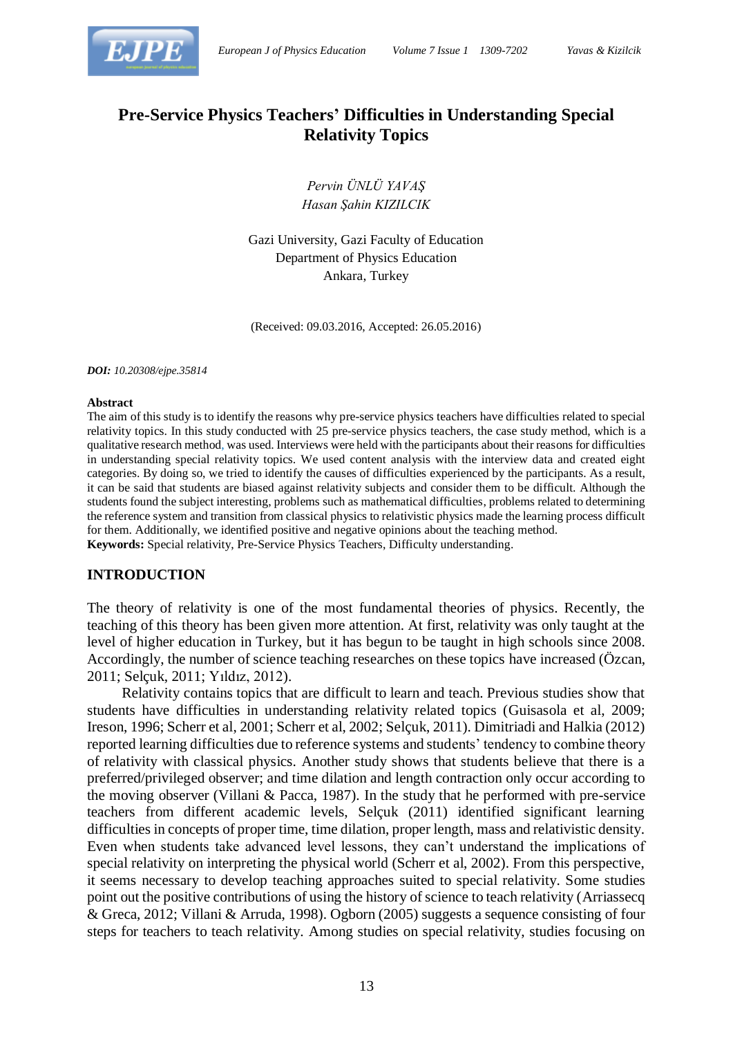# Pre-Service Physics Teachers' Difficulties in Understanding Special Relativity Topics

*Pervin ÜNLÜ YAVAŞ*
*Hasan Şahin KIZILCIK*

Gazi University, Gazi Faculty of Education
Department of Physics Education
Ankara, Turkey

(Received: 09.03.2016, Accepted: 26.05.2016)

***DOI:*** *10.20308/ejpe.35814*

**Abstract**

The aim of this study is to identify the reasons why pre-service physics teachers have difficulties related to special relativity topics. In this study conducted with 25 pre-service physics teachers, the case study method, which is a qualitative research method, was used. Interviews were held with the participants about their reasons for difficulties in understanding special relativity topics. We used content analysis with the interview data and created eight categories. By doing so, we tried to identify the causes of difficulties experienced by the participants. As a result, it can be said that students are biased against relativity subjects and consider them to be difficult. Although the students found the subject interesting, problems such as mathematical difficulties, problems related to determining the reference system and transition from classical physics to relativistic physics made the learning process difficult for them. Additionally, we identified positive and negative opinions about the teaching method.

**Keywords:** Special relativity, Pre-Service Physics Teachers, Difficulty understanding.

## INTRODUCTION

The theory of relativity is one of the most fundamental theories of physics. Recently, the teaching of this theory has been given more attention. At first, relativity was only taught at the level of higher education in Turkey, but it has begun to be taught in high schools since 2008. Accordingly, the number of science teaching researches on these topics have increased (Özcan, 2011; Selçuk, 2011; Yıldız, 2012).

Relativity contains topics that are difficult to learn and teach. Previous studies show that students have difficulties in understanding relativity related topics (Guisasola et al, 2009; Ireson, 1996; Scherr et al, 2001; Scherr et al, 2002; Selçuk, 2011). Dimitriadi and Halkia (2012) reported learning difficulties due to reference systems and students' tendency to combine theory of relativity with classical physics. Another study shows that students believe that there is a preferred/privileged observer; and time dilation and length contraction only occur according to the moving observer (Villani & Pacca, 1987). In the study that he performed with pre-service teachers from different academic levels, Selçuk (2011) identified significant learning difficulties in concepts of proper time, time dilation, proper length, mass and relativistic density. Even when students take advanced level lessons, they can't understand the implications of special relativity on interpreting the physical world (Scherr et al, 2002). From this perspective, it seems necessary to develop teaching approaches suited to special relativity. Some studies point out the positive contributions of using the history of science to teach relativity (Arriassecq & Greca, 2012; Villani & Arruda, 1998). Ogborn (2005) suggests a sequence consisting of four steps for teachers to teach relativity. Among studies on special relativity, studies focusing on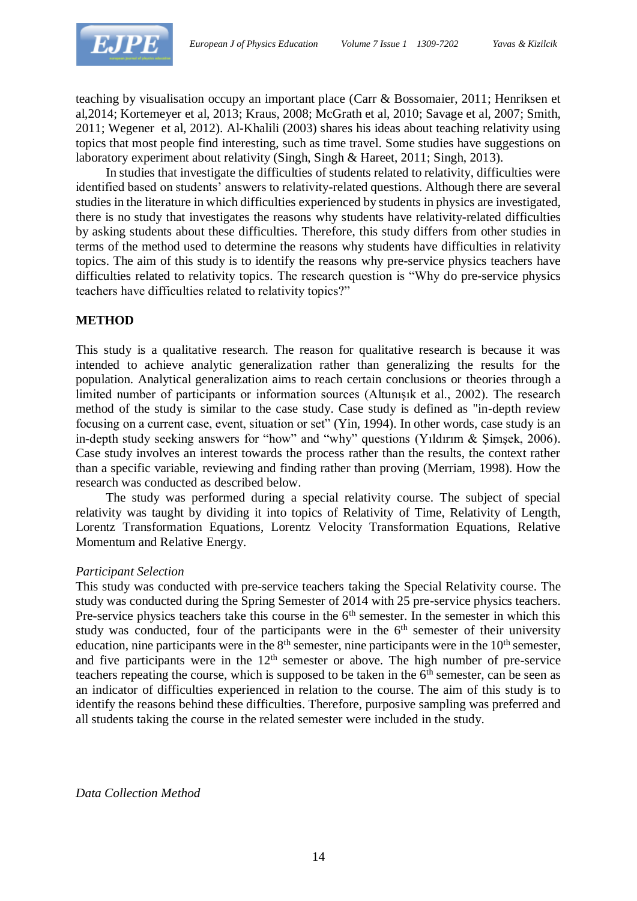teaching by visualisation occupy an important place (Carr & Bossomaier, 2011; Henriksen et al,2014; Kortemeyer et al, 2013; Kraus, 2008; McGrath et al, 2010; Savage et al, 2007; Smith, 2011; Wegener et al, 2012). Al-Khalili (2003) shares his ideas about teaching relativity using topics that most people find interesting, such as time travel. Some studies have suggestions on laboratory experiment about relativity (Singh, Singh & Hareet, 2011; Singh, 2013).

In studies that investigate the difficulties of students related to relativity, difficulties were identified based on students' answers to relativity-related questions. Although there are several studies in the literature in which difficulties experienced by students in physics are investigated, there is no study that investigates the reasons why students have relativity-related difficulties by asking students about these difficulties. Therefore, this study differs from other studies in terms of the method used to determine the reasons why students have difficulties in relativity topics. The aim of this study is to identify the reasons why pre-service physics teachers have difficulties related to relativity topics. The research question is "Why do pre-service physics teachers have difficulties related to relativity topics?"

## METHOD

This study is a qualitative research. The reason for qualitative research is because it was intended to achieve analytic generalization rather than generalizing the results for the population. Analytical generalization aims to reach certain conclusions or theories through a limited number of participants or information sources (Altunışık et al., 2002). The research method of the study is similar to the case study. Case study is defined as "in-depth review focusing on a current case, event, situation or set" (Yin, 1994). In other words, case study is an in-depth study seeking answers for "how" and "why" questions (Yıldırım & Şimşek, 2006). Case study involves an interest towards the process rather than the results, the context rather than a specific variable, reviewing and finding rather than proving (Merriam, 1998). How the research was conducted as described below.

The study was performed during a special relativity course. The subject of special relativity was taught by dividing it into topics of Relativity of Time, Relativity of Length, Lorentz Transformation Equations, Lorentz Velocity Transformation Equations, Relative Momentum and Relative Energy.

### *Participant Selection*

This study was conducted with pre-service teachers taking the Special Relativity course. The study was conducted during the Spring Semester of 2014 with 25 pre-service physics teachers. Pre-service physics teachers take this course in the 6th semester. In the semester in which this study was conducted, four of the participants were in the 6th semester of their university education, nine participants were in the 8th semester, nine participants were in the 10th semester, and five participants were in the 12th semester or above. The high number of pre-service teachers repeating the course, which is supposed to be taken in the 6th semester, can be seen as an indicator of difficulties experienced in relation to the course. The aim of this study is to identify the reasons behind these difficulties. Therefore, purposive sampling was preferred and all students taking the course in the related semester were included in the study.

### *Data Collection Method*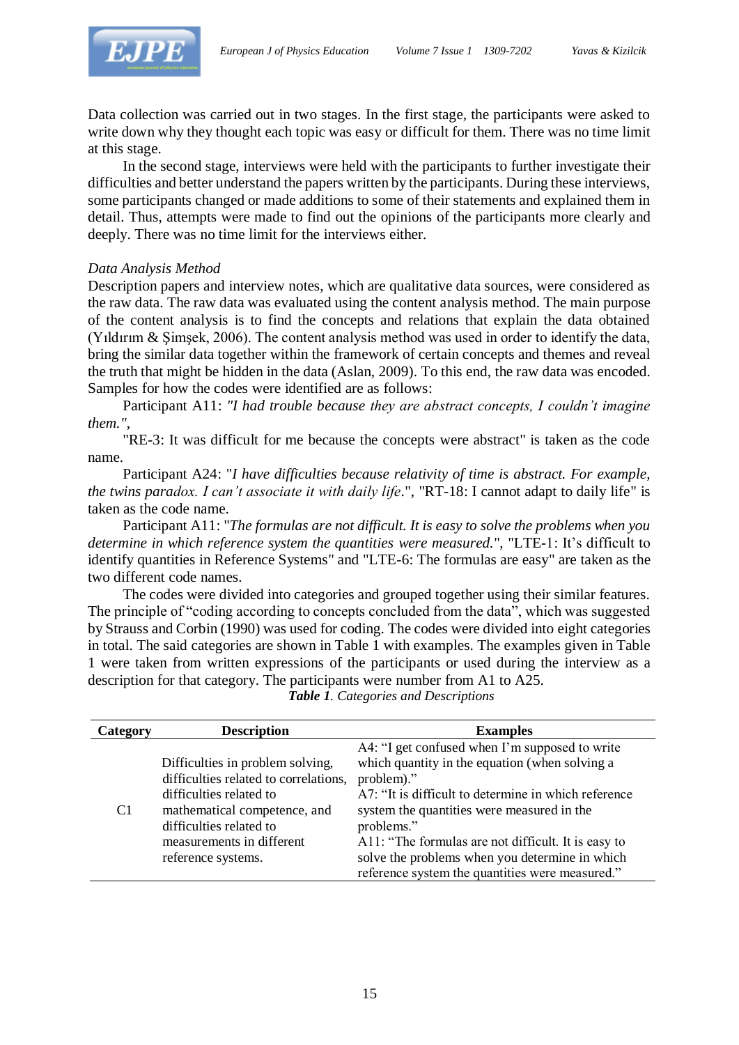Data collection was carried out in two stages. In the first stage, the participants were asked to write down why they thought each topic was easy or difficult for them. There was no time limit at this stage.

In the second stage, interviews were held with the participants to further investigate their difficulties and better understand the papers written by the participants. During these interviews, some participants changed or made additions to some of their statements and explained them in detail. Thus, attempts were made to find out the opinions of the participants more clearly and deeply. There was no time limit for the interviews either.

*Data Analysis Method*

Description papers and interview notes, which are qualitative data sources, were considered as the raw data. The raw data was evaluated using the content analysis method. The main purpose of the content analysis is to find the concepts and relations that explain the data obtained (Yıldırım & Şimşek, 2006). The content analysis method was used in order to identify the data, bring the similar data together within the framework of certain concepts and themes and reveal the truth that might be hidden in the data (Aslan, 2009). To this end, the raw data was encoded. Samples for how the codes were identified are as follows:

Participant A11: *"I had trouble because they are abstract concepts, I couldn't imagine them."*,

"RE-3: It was difficult for me because the concepts were abstract" is taken as the code name.

Participant A24: "*I have difficulties because relativity of time is abstract. For example, the twins paradox. I can't associate it with daily life*.", "RT-18: I cannot adapt to daily life" is taken as the code name.

Participant A11: "*The formulas are not difficult. It is easy to solve the problems when you determine in which reference system the quantities were measured.*", "LTE-1: It's difficult to identify quantities in Reference Systems" and "LTE-6: The formulas are easy" are taken as the two different code names.

The codes were divided into categories and grouped together using their similar features. The principle of "coding according to concepts concluded from the data", which was suggested by Strauss and Corbin (1990) was used for coding. The codes were divided into eight categories in total. The said categories are shown in Table 1 with examples. The examples given in Table 1 were taken from written expressions of the participants or used during the interview as a description for that category. The participants were number from A1 to A25.

***Table 1****. Categories and Descriptions*

| Category | Description | Examples |
|---|---|---|
| C1 | Difficulties in problem solving, difficulties related to correlations, difficulties related to mathematical competence, and difficulties related to measurements in different reference systems. | A4: "I get confused when I'm supposed to write which quantity in the equation (when solving a problem)."<br>A7: "It is difficult to determine in which reference system the quantities were measured in the problems."<br>A11: "The formulas are not difficult. It is easy to solve the problems when you determine in which reference system the quantities were measured." |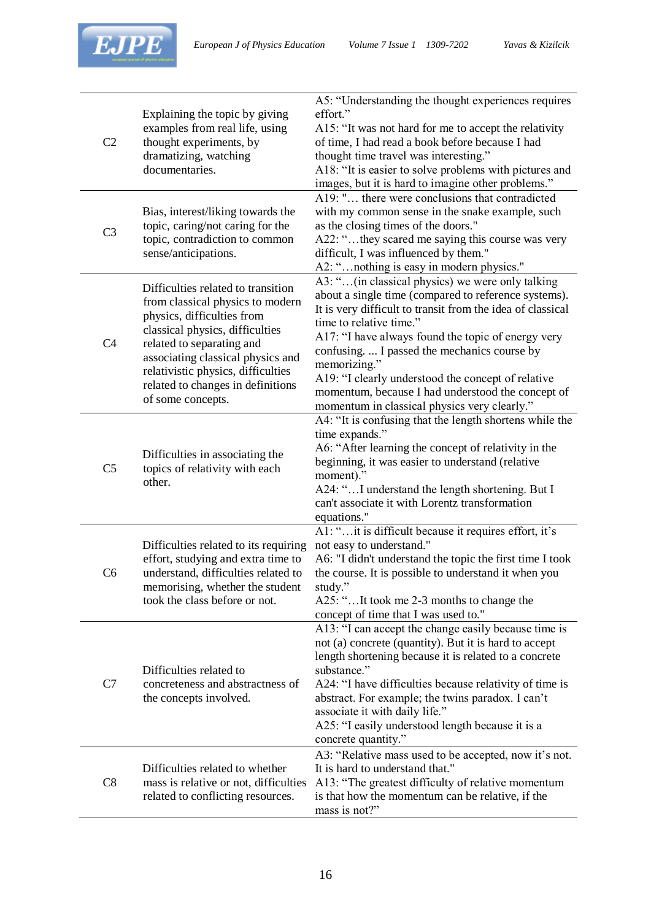| | | |
|---|---|---|
| C2 | Explaining the topic by giving examples from real life, using thought experiments, by dramatizing, watching documentaries. | A5: "Understanding the thought experiences requires effort."<br>A15: "It was not hard for me to accept the relativity of time, I had read a book before because I had thought time travel was interesting."<br>A18: "It is easier to solve problems with pictures and images, but it is hard to imagine other problems." |
| C3 | Bias, interest/liking towards the topic, caring/not caring for the topic, contradiction to common sense/anticipations. | A19: "… there were conclusions that contradicted with my common sense in the snake example, such as the closing times of the doors."<br>A22: "…they scared me saying this course was very difficult, I was influenced by them."<br>A2: "…nothing is easy in modern physics." |
| C4 | Difficulties related to transition from classical physics to modern physics, difficulties from classical physics, difficulties related to separating and associating classical physics and relativistic physics, difficulties related to changes in definitions of some concepts. | A3: "…(in classical physics) we were only talking about a single time (compared to reference systems). It is very difficult to transit from the idea of classical time to relative time."<br>A17: "I have always found the topic of energy very confusing. ... I passed the mechanics course by memorizing."<br>A19: "I clearly understood the concept of relative momentum, because I had understood the concept of momentum in classical physics very clearly." |
| C5 | Difficulties in associating the topics of relativity with each other. | A4: "It is confusing that the length shortens while the time expands."<br>A6: "After learning the concept of relativity in the beginning, it was easier to understand (relative moment)."<br>A24: "…I understand the length shortening. But I can't associate it with Lorentz transformation equations." |
| C6 | Difficulties related to its requiring effort, studying and extra time to understand, difficulties related to memorising, whether the student took the class before or not. | A1: "…it is difficult because it requires effort, it's not easy to understand."<br>A6: "I didn't understand the topic the first time I took the course. It is possible to understand it when you study."<br>A25: "…It took me 2-3 months to change the concept of time that I was used to." |
| C7 | Difficulties related to concreteness and abstractness of the concepts involved. | A13: "I can accept the change easily because time is not (a) concrete (quantity). But it is hard to accept length shortening because it is related to a concrete substance."<br>A24: "I have difficulties because relativity of time is abstract. For example; the twins paradox. I can't associate it with daily life."<br>A25: "I easily understood length because it is a concrete quantity." |
| C8 | Difficulties related to whether mass is relative or not, difficulties related to conflicting resources. | A3: "Relative mass used to be accepted, now it's not. It is hard to understand that."<br>A13: "The greatest difficulty of relative momentum is that how the momentum can be relative, if the mass is not?" |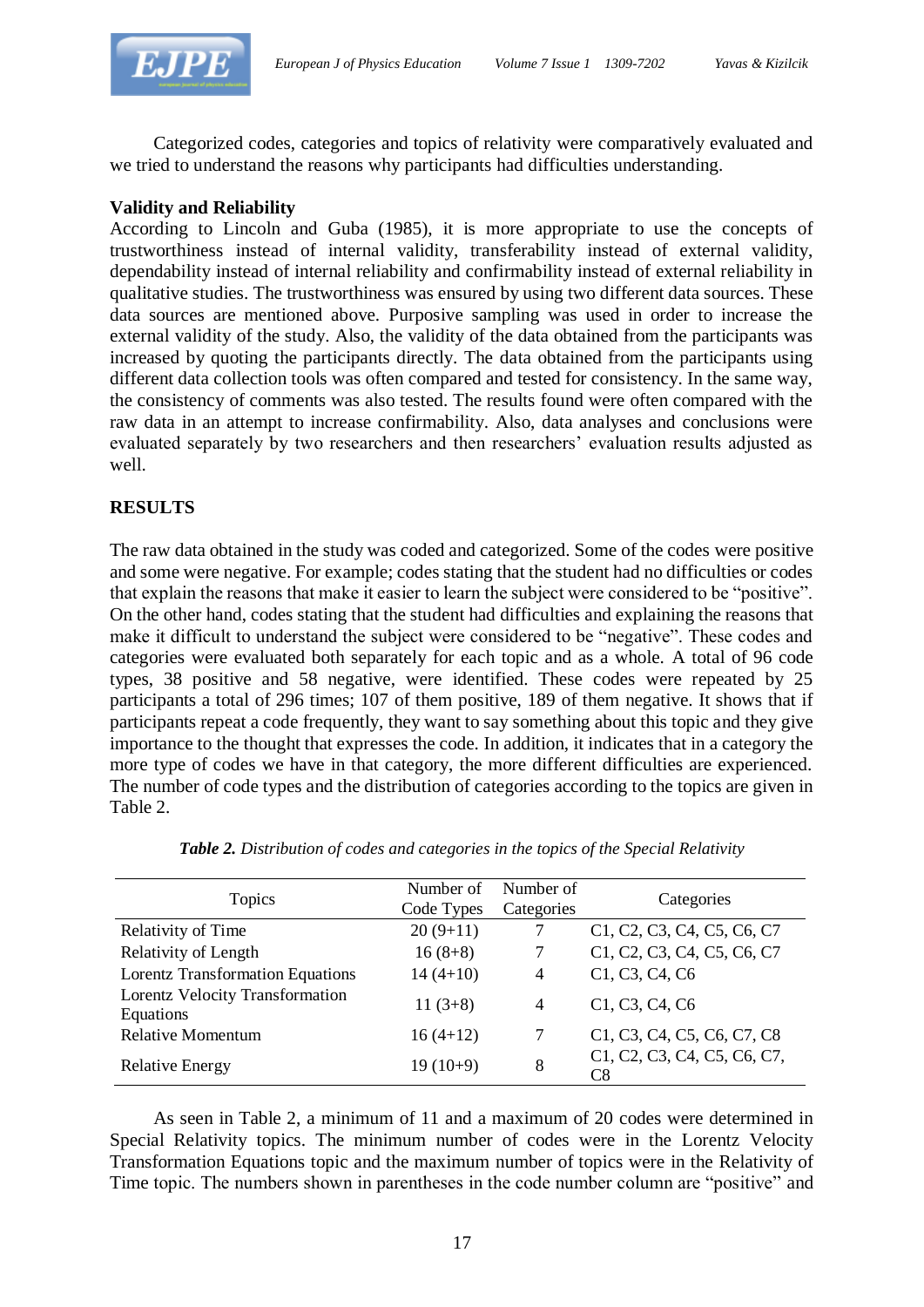Categorized codes, categories and topics of relativity were comparatively evaluated and we tried to understand the reasons why participants had difficulties understanding.

### Validity and Reliability

According to Lincoln and Guba (1985), it is more appropriate to use the concepts of trustworthiness instead of internal validity, transferability instead of external validity, dependability instead of internal reliability and confirmability instead of external reliability in qualitative studies. The trustworthiness was ensured by using two different data sources. These data sources are mentioned above. Purposive sampling was used in order to increase the external validity of the study. Also, the validity of the data obtained from the participants was increased by quoting the participants directly. The data obtained from the participants using different data collection tools was often compared and tested for consistency. In the same way, the consistency of comments was also tested. The results found were often compared with the raw data in an attempt to increase confirmability. Also, data analyses and conclusions were evaluated separately by two researchers and then researchers' evaluation results adjusted as well.

## RESULTS

The raw data obtained in the study was coded and categorized. Some of the codes were positive and some were negative. For example; codes stating that the student had no difficulties or codes that explain the reasons that make it easier to learn the subject were considered to be "positive". On the other hand, codes stating that the student had difficulties and explaining the reasons that make it difficult to understand the subject were considered to be "negative". These codes and categories were evaluated both separately for each topic and as a whole. A total of 96 code types, 38 positive and 58 negative, were identified. These codes were repeated by 25 participants a total of 296 times; 107 of them positive, 189 of them negative. It shows that if participants repeat a code frequently, they want to say something about this topic and they give importance to the thought that expresses the code. In addition, it indicates that in a category the more type of codes we have in that category, the more different difficulties are experienced. The number of code types and the distribution of categories according to the topics are given in Table 2.

***Table 2.*** *Distribution of codes and categories in the topics of the Special Relativity*

| Topics | Number of Code Types | Number of Categories | Categories |
|---|---|---|---|
| Relativity of Time | 20 (9+11) | 7 | C1, C2, C3, C4, C5, C6, C7 |
| Relativity of Length | 16 (8+8) | 7 | C1, C2, C3, C4, C5, C6, C7 |
| Lorentz Transformation Equations | 14 (4+10) | 4 | C1, C3, C4, C6 |
| Lorentz Velocity Transformation Equations | 11 (3+8) | 4 | C1, C3, C4, C6 |
| Relative Momentum | 16 (4+12) | 7 | C1, C3, C4, C5, C6, C7, C8 |
| Relative Energy | 19 (10+9) | 8 | C1, C2, C3, C4, C5, C6, C7, C8 |

As seen in Table 2, a minimum of 11 and a maximum of 20 codes were determined in Special Relativity topics. The minimum number of codes were in the Lorentz Velocity Transformation Equations topic and the maximum number of topics were in the Relativity of Time topic. The numbers shown in parentheses in the code number column are "positive" and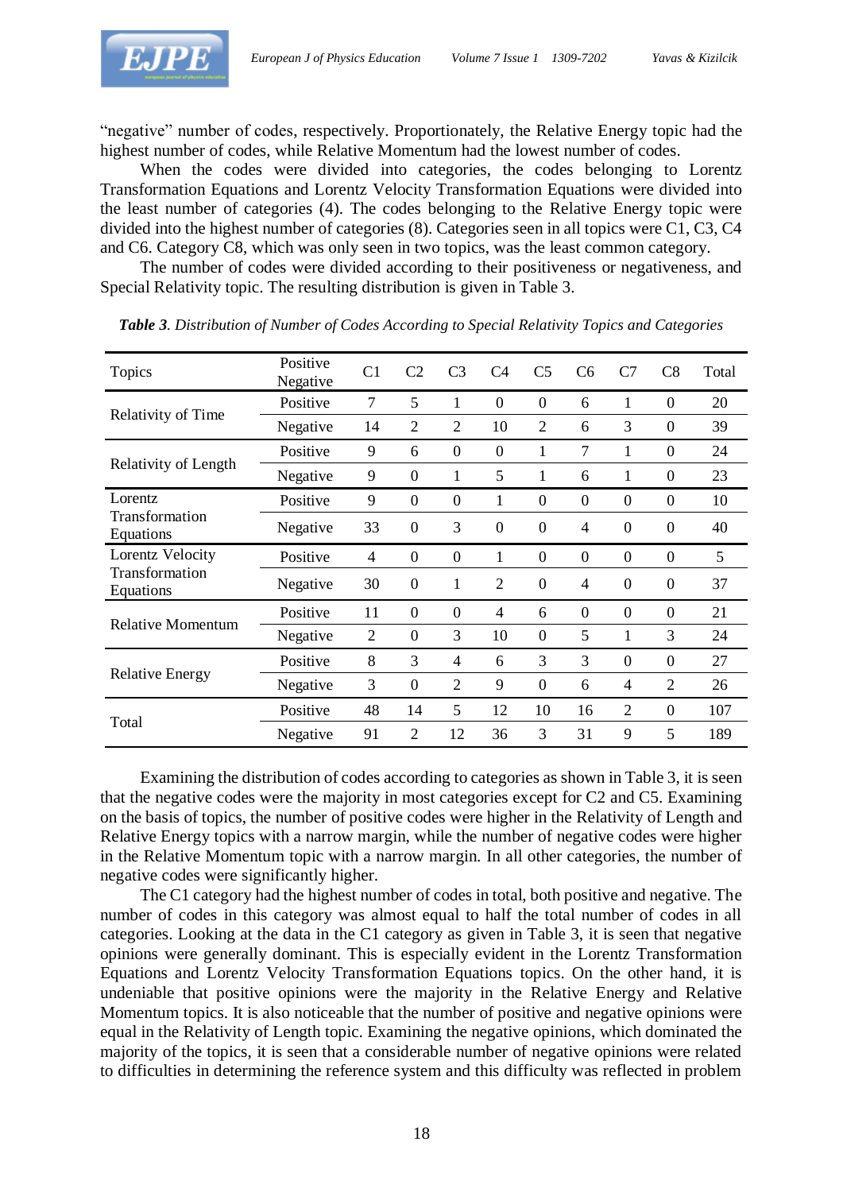"negative" number of codes, respectively. Proportionately, the Relative Energy topic had the highest number of codes, while Relative Momentum had the lowest number of codes.

When the codes were divided into categories, the codes belonging to Lorentz Transformation Equations and Lorentz Velocity Transformation Equations were divided into the least number of categories (4). The codes belonging to the Relative Energy topic were divided into the highest number of categories (8). Categories seen in all topics were C1, C3, C4 and C6. Category C8, which was only seen in two topics, was the least common category.

The number of codes were divided according to their positiveness or negativeness, and Special Relativity topic. The resulting distribution is given in Table 3.

***Table 3**. Distribution of Number of Codes According to Special Relativity Topics and Categories*

| Topics | Positive Negative | C1 | C2 | C3 | C4 | C5 | C6 | C7 | C8 | Total |
|---|---|---|---|---|---|---|---|---|---|---|
| Relativity of Time | Positive | 7 | 5 | 1 | 0 | 0 | 6 | 1 | 0 | 20 |
| | Negative | 14 | 2 | 2 | 10 | 2 | 6 | 3 | 0 | 39 |
| Relativity of Length | Positive | 9 | 6 | 0 | 0 | 1 | 7 | 1 | 0 | 24 |
| | Negative | 9 | 0 | 1 | 5 | 1 | 6 | 1 | 0 | 23 |
| Lorentz Transformation Equations | Positive | 9 | 0 | 0 | 1 | 0 | 0 | 0 | 0 | 10 |
| | Negative | 33 | 0 | 3 | 0 | 0 | 4 | 0 | 0 | 40 |
| Lorentz Velocity Transformation Equations | Positive | 4 | 0 | 0 | 1 | 0 | 0 | 0 | 0 | 5 |
| | Negative | 30 | 0 | 1 | 2 | 0 | 4 | 0 | 0 | 37 |
| Relative Momentum | Positive | 11 | 0 | 0 | 4 | 6 | 0 | 0 | 0 | 21 |
| | Negative | 2 | 0 | 3 | 10 | 0 | 5 | 1 | 3 | 24 |
| Relative Energy | Positive | 8 | 3 | 4 | 6 | 3 | 3 | 0 | 0 | 27 |
| | Negative | 3 | 0 | 2 | 9 | 0 | 6 | 4 | 2 | 26 |
| Total | Positive | 48 | 14 | 5 | 12 | 10 | 16 | 2 | 0 | 107 |
| | Negative | 91 | 2 | 12 | 36 | 3 | 31 | 9 | 5 | 189 |

Examining the distribution of codes according to categories as shown in Table 3, it is seen that the negative codes were the majority in most categories except for C2 and C5. Examining on the basis of topics, the number of positive codes were higher in the Relativity of Length and Relative Energy topics with a narrow margin, while the number of negative codes were higher in the Relative Momentum topic with a narrow margin. In all other categories, the number of negative codes were significantly higher.

The C1 category had the highest number of codes in total, both positive and negative. The number of codes in this category was almost equal to half the total number of codes in all categories. Looking at the data in the C1 category as given in Table 3, it is seen that negative opinions were generally dominant. This is especially evident in the Lorentz Transformation Equations and Lorentz Velocity Transformation Equations topics. On the other hand, it is undeniable that positive opinions were the majority in the Relative Energy and Relative Momentum topics. It is also noticeable that the number of positive and negative opinions were equal in the Relativity of Length topic. Examining the negative opinions, which dominated the majority of the topics, it is seen that a considerable number of negative opinions were related to difficulties in determining the reference system and this difficulty was reflected in problem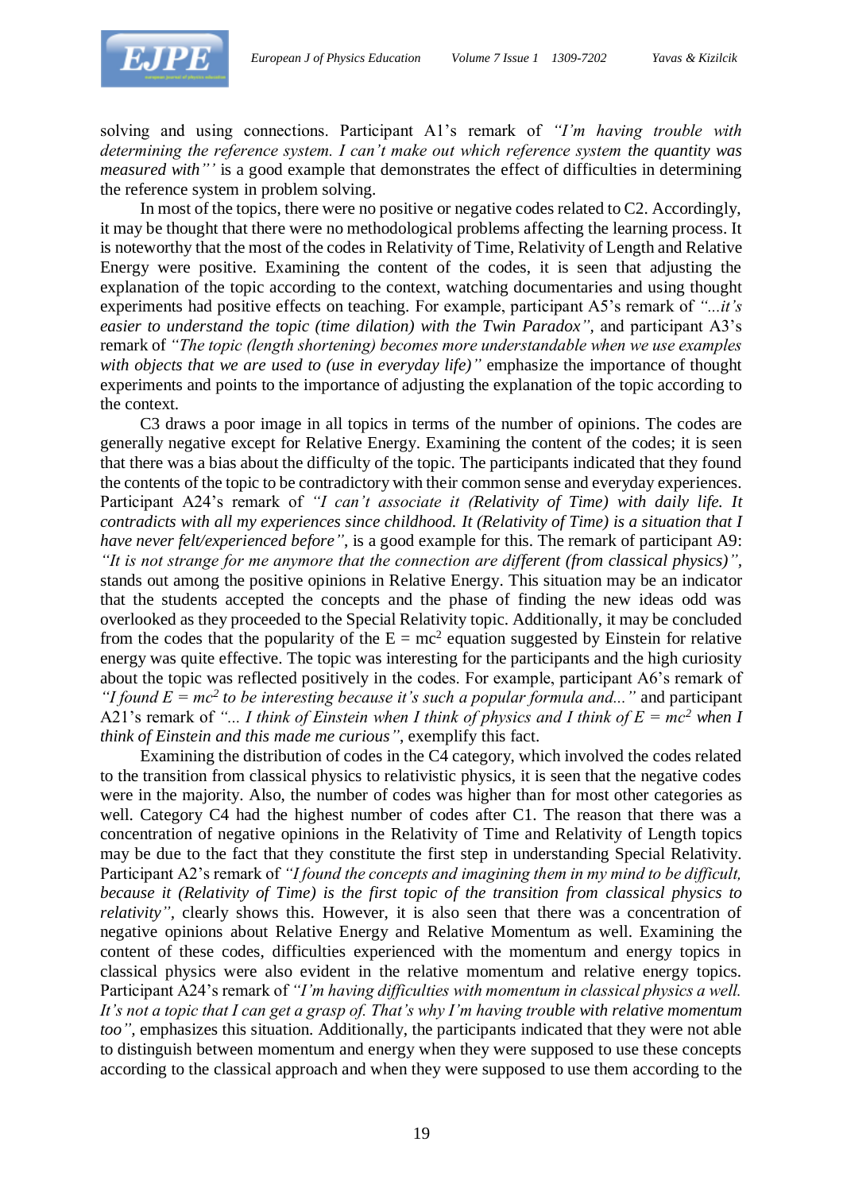solving and using connections. Participant A1's remark of *"I'm having trouble with determining the reference system. I can't make out which reference system the quantity was measured with"'* is a good example that demonstrates the effect of difficulties in determining the reference system in problem solving.

In most of the topics, there were no positive or negative codes related to C2. Accordingly, it may be thought that there were no methodological problems affecting the learning process. It is noteworthy that the most of the codes in Relativity of Time, Relativity of Length and Relative Energy were positive. Examining the content of the codes, it is seen that adjusting the explanation of the topic according to the context, watching documentaries and using thought experiments had positive effects on teaching. For example, participant A5's remark of *"...it's easier to understand the topic (time dilation) with the Twin Paradox"*, and participant A3's remark of *"The topic (length shortening) becomes more understandable when we use examples with objects that we are used to (use in everyday life)"* emphasize the importance of thought experiments and points to the importance of adjusting the explanation of the topic according to the context.

C3 draws a poor image in all topics in terms of the number of opinions. The codes are generally negative except for Relative Energy. Examining the content of the codes; it is seen that there was a bias about the difficulty of the topic. The participants indicated that they found the contents of the topic to be contradictory with their common sense and everyday experiences. Participant A24's remark of *"I can't associate it (Relativity of Time) with daily life. It contradicts with all my experiences since childhood. It (Relativity of Time) is a situation that I have never felt/experienced before"*, is a good example for this. The remark of participant A9: *"It is not strange for me anymore that the connection are different (from classical physics)"*, stands out among the positive opinions in Relative Energy. This situation may be an indicator that the students accepted the concepts and the phase of finding the new ideas odd was overlooked as they proceeded to the Special Relativity topic. Additionally, it may be concluded from the codes that the popularity of the $E = mc^2$ equation suggested by Einstein for relative energy was quite effective. The topic was interesting for the participants and the high curiosity about the topic was reflected positively in the codes. For example, participant A6's remark of *"I found $E = mc^2$ to be interesting because it's such a popular formula and..."* and participant A21's remark of *"... I think of Einstein when I think of physics and I think of $E = mc^2$ when I think of Einstein and this made me curious"*, exemplify this fact.

Examining the distribution of codes in the C4 category, which involved the codes related to the transition from classical physics to relativistic physics, it is seen that the negative codes were in the majority. Also, the number of codes was higher than for most other categories as well. Category C4 had the highest number of codes after C1. The reason that there was a concentration of negative opinions in the Relativity of Time and Relativity of Length topics may be due to the fact that they constitute the first step in understanding Special Relativity. Participant A2's remark of *"I found the concepts and imagining them in my mind to be difficult, because it (Relativity of Time) is the first topic of the transition from classical physics to relativity"*, clearly shows this. However, it is also seen that there was a concentration of negative opinions about Relative Energy and Relative Momentum as well. Examining the content of these codes, difficulties experienced with the momentum and energy topics in classical physics were also evident in the relative momentum and relative energy topics. Participant A24's remark of *"I'm having difficulties with momentum in classical physics a well. It's not a topic that I can get a grasp of. That's why I'm having trouble with relative momentum too"*, emphasizes this situation. Additionally, the participants indicated that they were not able to distinguish between momentum and energy when they were supposed to use these concepts according to the classical approach and when they were supposed to use them according to the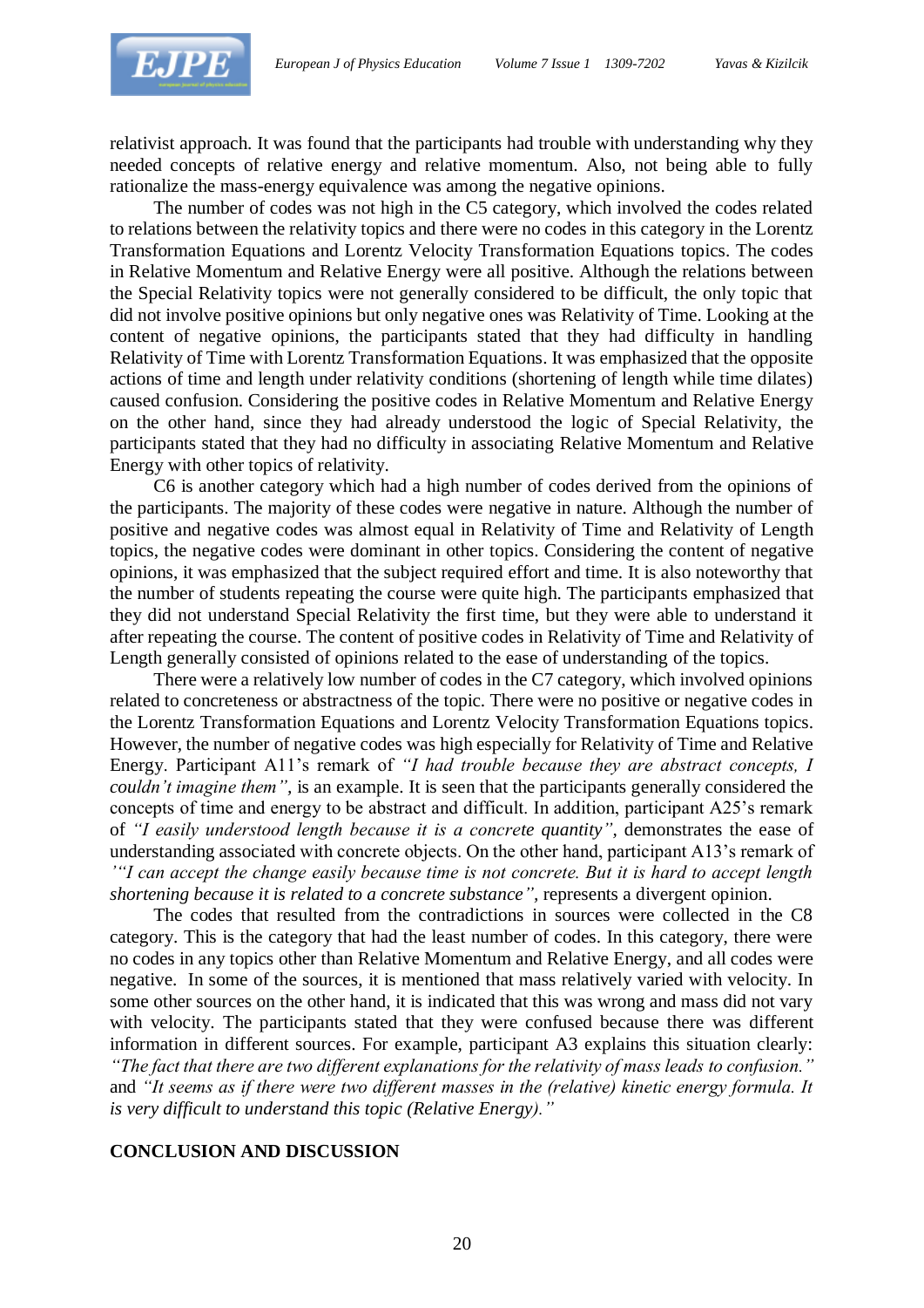relativist approach. It was found that the participants had trouble with understanding why they needed concepts of relative energy and relative momentum. Also, not being able to fully rationalize the mass-energy equivalence was among the negative opinions.

The number of codes was not high in the C5 category, which involved the codes related to relations between the relativity topics and there were no codes in this category in the Lorentz Transformation Equations and Lorentz Velocity Transformation Equations topics. The codes in Relative Momentum and Relative Energy were all positive. Although the relations between the Special Relativity topics were not generally considered to be difficult, the only topic that did not involve positive opinions but only negative ones was Relativity of Time. Looking at the content of negative opinions, the participants stated that they had difficulty in handling Relativity of Time with Lorentz Transformation Equations. It was emphasized that the opposite actions of time and length under relativity conditions (shortening of length while time dilates) caused confusion. Considering the positive codes in Relative Momentum and Relative Energy on the other hand, since they had already understood the logic of Special Relativity, the participants stated that they had no difficulty in associating Relative Momentum and Relative Energy with other topics of relativity.

C6 is another category which had a high number of codes derived from the opinions of the participants. The majority of these codes were negative in nature. Although the number of positive and negative codes was almost equal in Relativity of Time and Relativity of Length topics, the negative codes were dominant in other topics. Considering the content of negative opinions, it was emphasized that the subject required effort and time. It is also noteworthy that the number of students repeating the course were quite high. The participants emphasized that they did not understand Special Relativity the first time, but they were able to understand it after repeating the course. The content of positive codes in Relativity of Time and Relativity of Length generally consisted of opinions related to the ease of understanding of the topics.

There were a relatively low number of codes in the C7 category, which involved opinions related to concreteness or abstractness of the topic. There were no positive or negative codes in the Lorentz Transformation Equations and Lorentz Velocity Transformation Equations topics. However, the number of negative codes was high especially for Relativity of Time and Relative Energy. Participant A11's remark of *"I had trouble because they are abstract concepts, I couldn't imagine them"*, is an example. It is seen that the participants generally considered the concepts of time and energy to be abstract and difficult. In addition, participant A25's remark of *"I easily understood length because it is a concrete quantity"*, demonstrates the ease of understanding associated with concrete objects. On the other hand, participant A13's remark of *'"I can accept the change easily because time is not concrete. But it is hard to accept length shortening because it is related to a concrete substance"*, represents a divergent opinion.

The codes that resulted from the contradictions in sources were collected in the C8 category. This is the category that had the least number of codes. In this category, there were no codes in any topics other than Relative Momentum and Relative Energy, and all codes were negative. In some of the sources, it is mentioned that mass relatively varied with velocity. In some other sources on the other hand, it is indicated that this was wrong and mass did not vary with velocity. The participants stated that they were confused because there was different information in different sources. For example, participant A3 explains this situation clearly: *"The fact that there are two different explanations for the relativity of mass leads to confusion."* and *"It seems as if there were two different masses in the (relative) kinetic energy formula. It is very difficult to understand this topic (Relative Energy)."*

## CONCLUSION AND DISCUSSION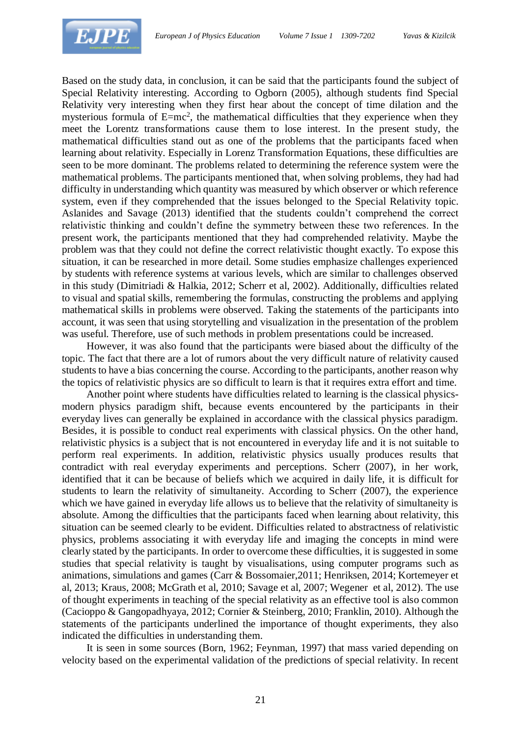Based on the study data, in conclusion, it can be said that the participants found the subject of Special Relativity interesting. According to Ogborn (2005), although students find Special Relativity very interesting when they first hear about the concept of time dilation and the mysterious formula of $E=mc^2$, the mathematical difficulties that they experience when they meet the Lorentz transformations cause them to lose interest. In the present study, the mathematical difficulties stand out as one of the problems that the participants faced when learning about relativity. Especially in Lorenz Transformation Equations, these difficulties are seen to be more dominant. The problems related to determining the reference system were the mathematical problems. The participants mentioned that, when solving problems, they had had difficulty in understanding which quantity was measured by which observer or which reference system, even if they comprehended that the issues belonged to the Special Relativity topic. Aslanides and Savage (2013) identified that the students couldn't comprehend the correct relativistic thinking and couldn't define the symmetry between these two references. In the present work, the participants mentioned that they had comprehended relativity. Maybe the problem was that they could not define the correct relativistic thought exactly. To expose this situation, it can be researched in more detail. Some studies emphasize challenges experienced by students with reference systems at various levels, which are similar to challenges observed in this study (Dimitriadi & Halkia, 2012; Scherr et al, 2002). Additionally, difficulties related to visual and spatial skills, remembering the formulas, constructing the problems and applying mathematical skills in problems were observed. Taking the statements of the participants into account, it was seen that using storytelling and visualization in the presentation of the problem was useful. Therefore, use of such methods in problem presentations could be increased.

However, it was also found that the participants were biased about the difficulty of the topic. The fact that there are a lot of rumors about the very difficult nature of relativity caused students to have a bias concerning the course. According to the participants, another reason why the topics of relativistic physics are so difficult to learn is that it requires extra effort and time.

Another point where students have difficulties related to learning is the classical physics-modern physics paradigm shift, because events encountered by the participants in their everyday lives can generally be explained in accordance with the classical physics paradigm. Besides, it is possible to conduct real experiments with classical physics. On the other hand, relativistic physics is a subject that is not encountered in everyday life and it is not suitable to perform real experiments. In addition, relativistic physics usually produces results that contradict with real everyday experiments and perceptions. Scherr (2007), in her work, identified that it can be because of beliefs which we acquired in daily life, it is difficult for students to learn the relativity of simultaneity. According to Scherr (2007), the experience which we have gained in everyday life allows us to believe that the relativity of simultaneity is absolute. Among the difficulties that the participants faced when learning about relativity, this situation can be seemed clearly to be evident. Difficulties related to abstractness of relativistic physics, problems associating it with everyday life and imaging the concepts in mind were clearly stated by the participants. In order to overcome these difficulties, it is suggested in some studies that special relativity is taught by visualisations, using computer programs such as animations, simulations and games (Carr & Bossomaier,2011; Henriksen, 2014; Kortemeyer et al, 2013; Kraus, 2008; McGrath et al, 2010; Savage et al, 2007; Wegener et al, 2012). The use of thought experiments in teaching of the special relativity as an effective tool is also common (Cacioppo & Gangopadhyaya, 2012; Cornier & Steinberg, 2010; Franklin, 2010). Although the statements of the participants underlined the importance of thought experiments, they also indicated the difficulties in understanding them.

It is seen in some sources (Born, 1962; Feynman, 1997) that mass varied depending on velocity based on the experimental validation of the predictions of special relativity. In recent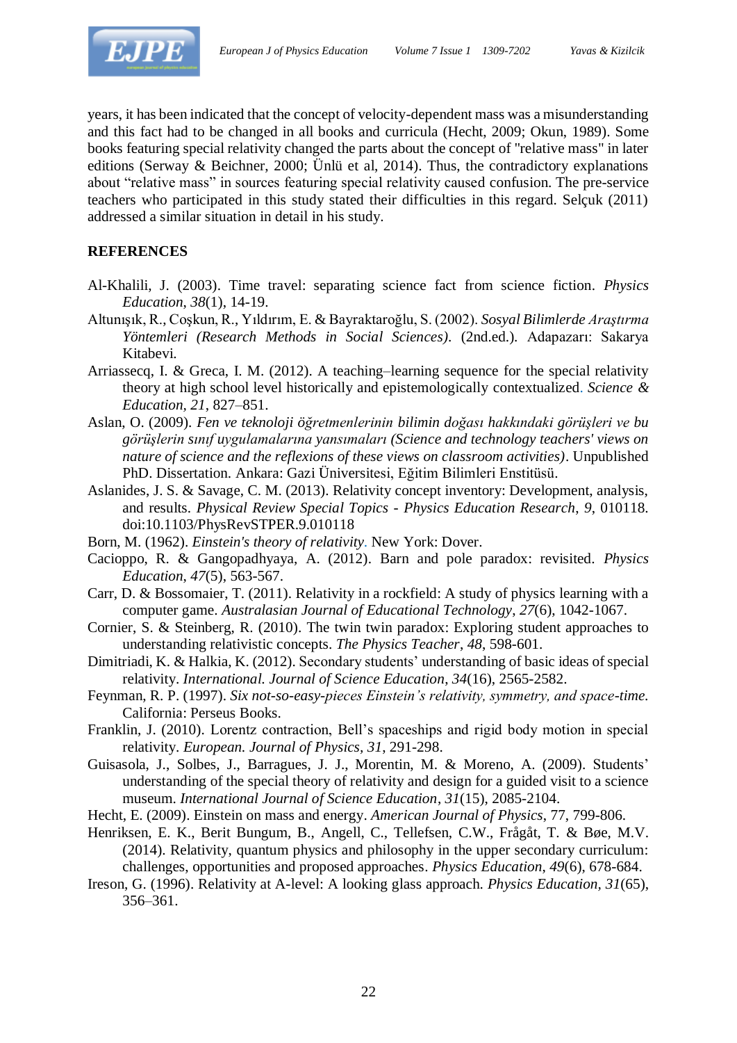years, it has been indicated that the concept of velocity-dependent mass was a misunderstanding and this fact had to be changed in all books and curricula (Hecht, 2009; Okun, 1989). Some books featuring special relativity changed the parts about the concept of "relative mass" in later editions (Serway & Beichner, 2000; Ünlü et al, 2014). Thus, the contradictory explanations about "relative mass" in sources featuring special relativity caused confusion. The pre-service teachers who participated in this study stated their difficulties in this regard. Selçuk (2011) addressed a similar situation in detail in his study.

## REFERENCES

Al-Khalili, J. (2003). Time travel: separating science fact from science fiction. *Physics Education*, *38*(1), 14-19.

Altunışık, R., Coşkun, R., Yıldırım, E. & Bayraktaroğlu, S. (2002). *Sosyal Bilimlerde Araştırma Yöntemleri (Research Methods in Social Sciences)*. (2nd.ed.). Adapazarı: Sakarya Kitabevi.

Arriassecq, I. & Greca, I. M. (2012). A teaching–learning sequence for the special relativity theory at high school level historically and epistemologically contextualized. *Science & Education*, *21*, 827–851.

Aslan, O. (2009). *Fen ve teknoloji öğretmenlerinin bilimin doğası hakkındaki görüşleri ve bu görüşlerin sınıf uygulamalarına yansımaları (Science and technology teachers' views on nature of science and the reflexions of these views on classroom activities)*. Unpublished PhD. Dissertation. Ankara: Gazi Üniversitesi, Eğitim Bilimleri Enstitüsü.

Aslanides, J. S. & Savage, C. M. (2013). Relativity concept inventory: Development, analysis, and results. *Physical Review Special Topics - Physics Education Research*, *9*, 010118. doi:10.1103/PhysRevSTPER.9.010118

Born, M. (1962). *Einstein's theory of relativity*. New York: Dover.

Cacioppo, R. & Gangopadhyaya, A. (2012). Barn and pole paradox: revisited. *Physics Education*, *47*(5), 563-567.

Carr, D. & Bossomaier, T. (2011). Relativity in a rockfield: A study of physics learning with a computer game. *Australasian Journal of Educational Technology*, *27*(6), 1042-1067.

Cornier, S. & Steinberg, R. (2010). The twin twin paradox: Exploring student approaches to understanding relativistic concepts. *The Physics Teacher*, *48*, 598-601.

Dimitriadi, K. & Halkia, K. (2012). Secondary students' understanding of basic ideas of special relativity. *International. Journal of Science Education*, *34*(16), 2565-2582.

Feynman, R. P. (1997). *Six not-so-easy-pieces Einstein's relativity, symmetry, and space-time.* California: Perseus Books.

Franklin, J. (2010). Lorentz contraction, Bell's spaceships and rigid body motion in special relativity. *European. Journal of Physics*, *31*, 291-298.

Guisasola, J., Solbes, J., Barragues, J. J., Morentin, M. & Moreno, A. (2009). Students' understanding of the special theory of relativity and design for a guided visit to a science museum. *International Journal of Science Education*, *31*(15), 2085-2104.

Hecht, E. (2009). Einstein on mass and energy. *American Journal of Physics*, 77, 799-806.

Henriksen, E. K., Berit Bungum, B., Angell, C., Tellefsen, C.W., Frågåt, T. & Bøe, M.V. (2014). Relativity, quantum physics and philosophy in the upper secondary curriculum: challenges, opportunities and proposed approaches. *Physics Education*, *49*(6), 678-684.

Ireson, G. (1996). Relativity at A-level: A looking glass approach. *Physics Education*, *31*(65), 356–361.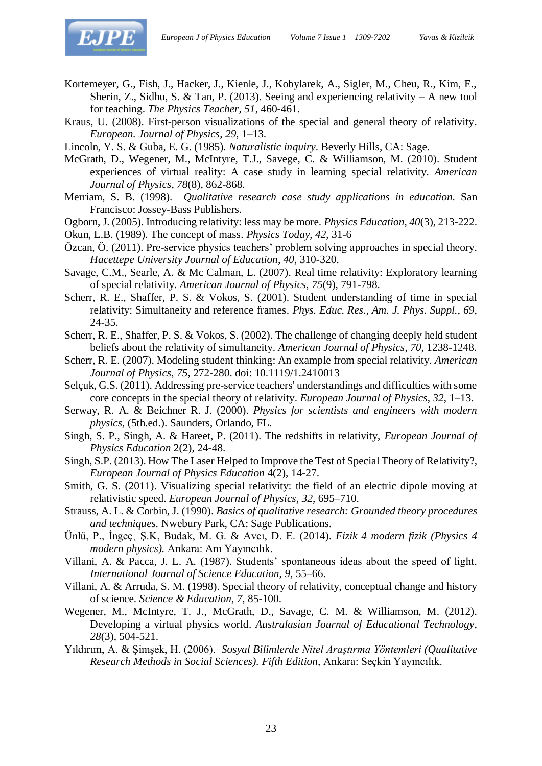Kortemeyer, G., Fish, J., Hacker, J., Kienle, J., Kobylarek, A., Sigler, M., Cheu, R., Kim, E., Sherin, Z., Sidhu, S. & Tan, P. (2013). Seeing and experiencing relativity – A new tool for teaching. *The Physics Teacher, 51*, 460-461.

Kraus, U. (2008). First-person visualizations of the special and general theory of relativity. *European. Journal of Physics*, *29*, 1–13.

Lincoln, Y. S. & Guba, E. G. (1985). *Naturalistic inquiry*. Beverly Hills, CA: Sage.

McGrath, D., Wegener, M., McIntyre, T.J., Savege, C. & Williamson, M. (2010). Student experiences of virtual reality: A case study in learning special relativity. *American Journal of Physics*, *78*(8), 862-868.

Merriam, S. B. (1998). *Qualitative research case study applications in education.* San Francisco: Jossey-Bass Publishers.

Ogborn, J. (2005). Introducing relativity: less may be more. *Physics Education*, *40*(3), 213-222.

Okun, L.B. (1989). The concept of mass. *Physics Today*, *42*, 31-6

Özcan, Ö. (2011). Pre-service physics teachers' problem solving approaches in special theory. *Hacettepe University Journal of Education*, *40*, 310-320.

Savage, C.M., Searle, A. & Mc Calman, L. (2007). Real time relativity: Exploratory learning of special relativity. *American Journal of Physics, 75*(9), 791-798.

Scherr, R. E., Shaffer, P. S. & Vokos, S. (2001). Student understanding of time in special relativity: Simultaneity and reference frames. *Phys. Educ. Res.*, *Am. J. Phys. Suppl.*, *69*, 24-35.

Scherr, R. E., Shaffer, P. S. & Vokos, S. (2002). The challenge of changing deeply held student beliefs about the relativity of simultaneity. *American Journal of Physics*, *70*, 1238-1248.

Scherr, R. E. (2007). Modeling student thinking: An example from special relativity. *American Journal of Physics*, *75*, 272-280. doi: 10.1119/1.2410013

Selçuk, G.S. (2011). Addressing pre-service teachers' understandings and difficulties with some core concepts in the special theory of relativity. *European Journal of Physics*, *32*, 1–13.

Serway, R. A. & Beichner R. J. (2000). *Physics for scientists and engineers with modern physics,* (5th.ed.). Saunders, Orlando, FL.

Singh, S. P., Singh, A. & Hareet, P. (2011). The redshifts in relativity, *European Journal of Physics Education* 2(2), 24-48.

Singh, S.P. (2013). How The Laser Helped to Improve the Test of Special Theory of Relativity?, *European Journal of Physics Education* 4(2), 14-27.

Smith, G. S. (2011). Visualizing special relativity: the field of an electric dipole moving at relativistic speed. *European Journal of Physics*, *32*, 695–710.

Strauss, A. L. & Corbin, J. (1990). *Basics of qualitative research: Grounded theory procedures and techniques.* Nwebury Park, CA: Sage Publications.

Ünlü, P., İngeç¸ Ş.K, Budak, M. G. & Avcı, D. E. (2014). *Fizik 4 modern fizik (Physics 4 modern physics).* Ankara: Anı Yayıncılık.

Villani, A. & Pacca, J. L. A. (1987). Students' spontaneous ideas about the speed of light. *International Journal of Science Education*, *9*, 55–66.

Villani, A. & Arruda, S. M. (1998). Special theory of relativity, conceptual change and history of science. *Science & Education*, *7*, 85-100.

Wegener, M., McIntyre, T. J., McGrath, D., Savage, C. M. & Williamson, M. (2012). Developing a virtual physics world. *Australasian Journal of Educational Technology*, *28*(3), 504-521.

Yıldırım, A. & Şimşek, H. (2006). *Sosyal Bilimlerde Nitel Araştırma Yöntemleri (Qualitative Research Methods in Social Sciences). Fifth Edition,* Ankara: Seçkin Yayıncılık.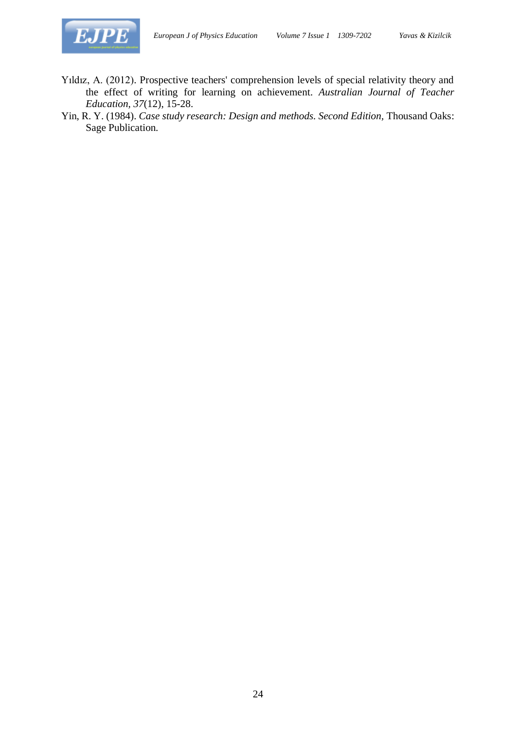Yıldız, A. (2012). Prospective teachers' comprehension levels of special relativity theory and the effect of writing for learning on achievement. *Australian Journal of Teacher Education, 37*(12), 15-28.

Yin, R. Y. (1984). *Case study research: Design and methods. Second Edition,* Thousand Oaks: Sage Publication.